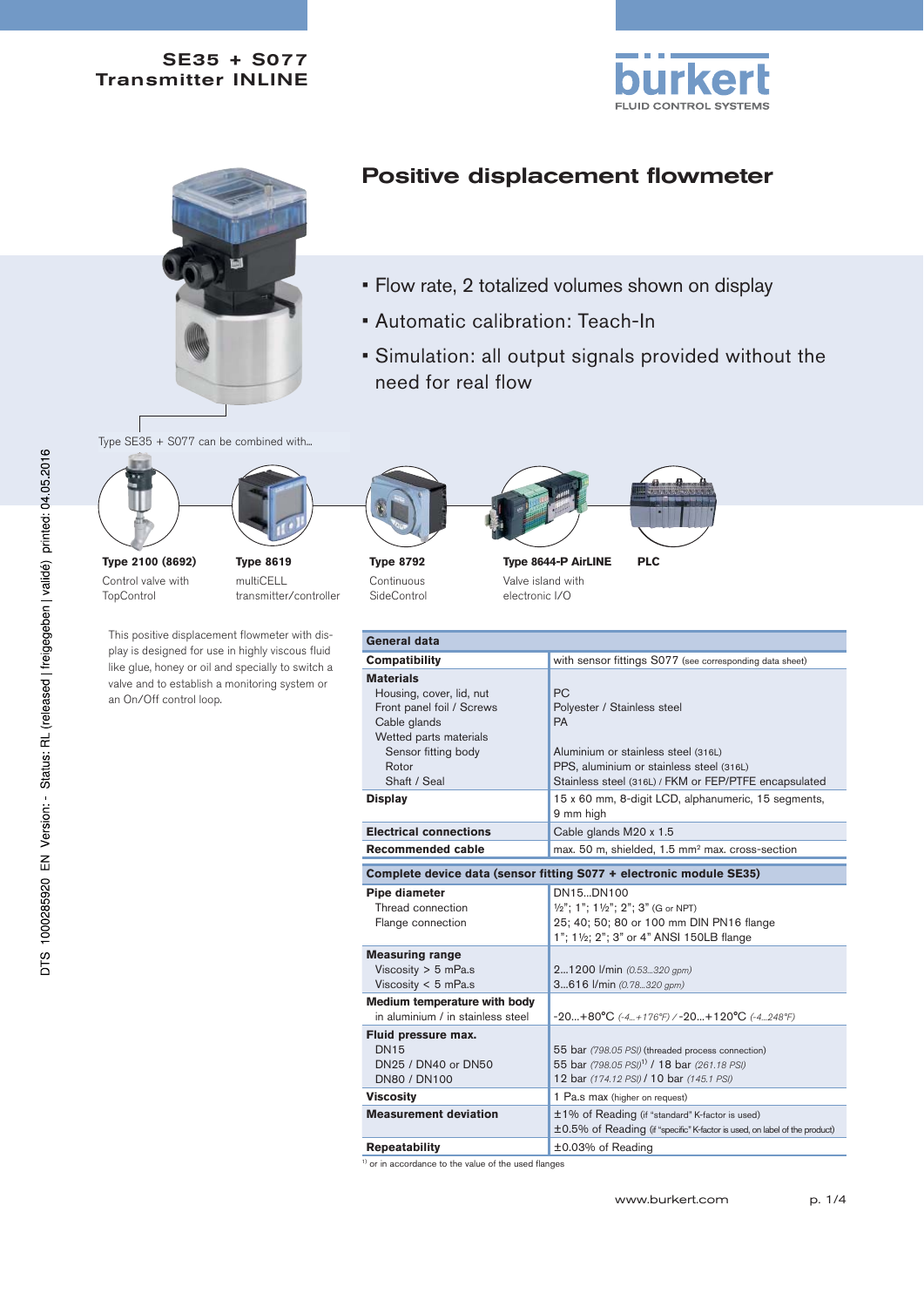# SE35 + S077 Transmitter INLINE

bürkert
FLUID CONTROL SYSTEMS

## Positive displacement flowmeter

- Flow rate, 2 totalized volumes shown on display
- Automatic calibration: Teach-In
- Simulation: all output signals provided without the need for real flow

Type SE35 + S077 can be combined with...

**Type 2100 (8692)**
Control valve with TopControl

**Type 8619**
multiCELL transmitter/controller

**Type 8792**
Continuous SideControl

**Type 8644-P AirLINE**
Valve island with electronic I/O

**PLC**

This positive displacement flowmeter with display is designed for use in highly viscous fluid like glue, honey or oil and specially to switch a valve and to establish a monitoring system or an On/Off control loop.

| **General data** | |
|---|---|
| **Compatibility** | with sensor fittings S077 (see corresponding data sheet) |
| **Materials**<br>Housing, cover, lid, nut<br>Front panel foil / Screws<br>Cable glands<br>Wetted parts materials<br>Sensor fitting body<br>Rotor<br>Shaft / Seal | <br>PC<br>Polyester / Stainless steel<br>PA<br><br>Aluminium or stainless steel (316L)<br>PPS, aluminium or stainless steel (316L)<br>Stainless steel (316L) / FKM or FEP/PTFE encapsulated |
| **Display** | 15 x 60 mm, 8-digit LCD, alphanumeric, 15 segments, 9 mm high |
| **Electrical connections** | Cable glands M20 x 1.5 |
| **Recommended cable** | max. 50 m, shielded, 1.5 mm² max. cross-section |

| **Complete device data (sensor fitting S077 + electronic module SE35)** | |
|---|---|
| **Pipe diameter**<br>Thread connection<br>Flange connection | DN15...DN100<br>½"; 1"; 1½"; 2"; 3" (G or NPT)<br>25; 40; 50; 80 or 100 mm DIN PN16 flange<br>1"; 1½; 2"; 3" or 4" ANSI 150LB flange |
| **Measuring range**<br>Viscosity > 5 mPa.s<br>Viscosity < 5 mPa.s | <br>2...1200 l/min *(0.53...320 gpm)*<br>3...616 l/min *(0.78...320 gpm)* |
| **Medium temperature with body**<br>in aluminium / in stainless steel | <br>-20...+80°C *(-4...+176°F)* / -20...+120°C *(-4...248°F)* |
| **Fluid pressure max.**<br>DN15<br>DN25 / DN40 or DN50<br>DN80 / DN100 | <br>55 bar *(798.05 PSI)* (threaded process connection)<br>55 bar *(798.05 PSI)*[1] / 18 bar *(261.18 PSI)*<br>12 bar *(174.12 PSI)* / 10 bar *(145.1 PSI)* |
| **Viscosity** | 1 Pa.s max (higher on request) |
| **Measurement deviation** | ±1% of Reading (if "standard" K-factor is used)<br>±0.5% of Reading (if "specific" K-factor is used, on label of the product) |
| **Repeatability** | ±0.03% of Reading |

[1] or in accordance to the value of the used flanges

www.burkert.com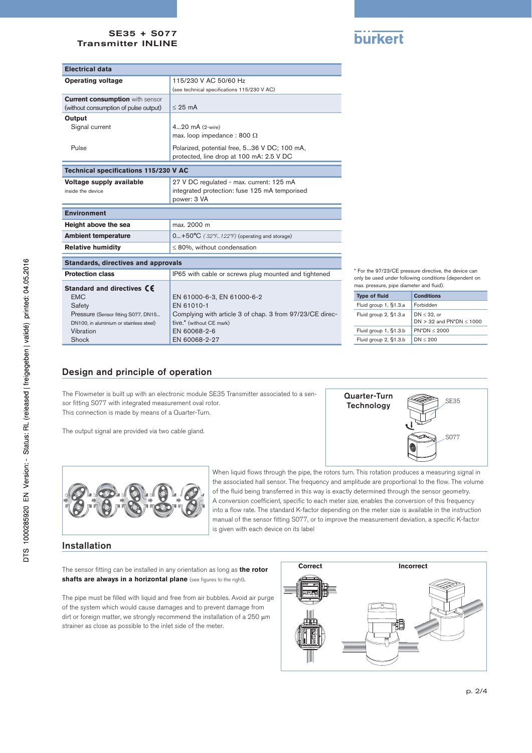## Electrical data

| Electrical data | |
|---|---|
| **Operating voltage** | 115/230 V AC 50/60 Hz (see technical specifications 115/230 V AC) |
| **Current consumption** with sensor (without consumption of pulse output) | ≤ 25 mA |
| **Output** | |
| Signal current | 4...20 mA (2-wire) max. loop impedance : 800 Ω |
| Pulse | Polarized, potential free, 5...36 V DC; 100 mA, protected, line drop at 100 mA: 2.5 V DC |

| Technical specifications 115/230 V AC | |
|---|---|
| **Voltage supply available** inside the device | 27 V DC regulated - max. current: 125 mA integrated protection: fuse 125 mA temporised power: 3 VA |

| Environment | |
|---|---|
| **Height above the sea** | max. 2000 m |
| **Ambient temperature** | 0...+50°C (32°F...122°F) (operating and storage) |
| **Relative humidity** | ≤ 80%, without condensation |

| Standards, directives and approvals | |
|---|---|
| **Protection class** | IP65 with cable or screws plug mounted and tightened |
| **Standard and directives** CE | |
| EMC | EN 61000-6-3, EN 61000-6-2 |
| Safety | EN 61010-1 |
| Pressure (Sensor fitting S077, DN15... DN100, in aluminium or stainless steel) | Complying with article 3 of chap. 3 from 97/23/CE directive.* (without CE mark) |
| Vibration | EN 60068-2-6 |
| Shock | EN 60068-2-27 |

* For the 97/23/CE pressure directive, the device can only be used under following conditions (dependent on max. pressure, pipe diameter and fluid).

| Type of fluid | Conditions |
|---|---|
| Fluid group 1, §1.3.a | Forbidden |
| Fluid group 2, §1.3.a | DN ≤ 32, or DN > 32 and PN*DN ≤ 1000 |
| Fluid group 1, §1.3.b | PN*DN ≤ 2000 |
| Fluid group 2, §1.3.b | DN ≤ 200 |

## Design and principle of operation

The Flowmeter is built up with an electronic module SE35 Transmitter associated to a sensor fitting S077 with integrated measurement oval rotor.
This connection is made by means of a Quarter-Turn.

The output signal are provided via two cable gland.

Quarter-Turn Technology

SE35

S077

When liquid flows through the pipe, the rotors turn. This rotation produces a measuring signal in the associated hall sensor. The frequency and amplitude are proportional to the flow. The volume of the fluid being transferred in this way is exactly determined through the sensor geometry.
A conversion coefficient, specific to each meter size, enables the conversion of this frequency into a flow rate. The standard K-factor depending on the meter size is available in the instruction manual of the sensor fitting S077, or to improve the measurement deviation, a specific K-factor is given with each device on its label

## Installation

The sensor fitting can be installed in any orientation as long as **the rotor shafts are always in a horizontal plane** (see figures to the right).

The pipe must be filled with liquid and free from air bubbles. Avoid air purge of the system which would cause damages and to prevent damage from dirt or foreign matter, we strongly recommend the installation of a 250 µm strainer as close as possible to the inlet side of the meter.

Correct

Incorrect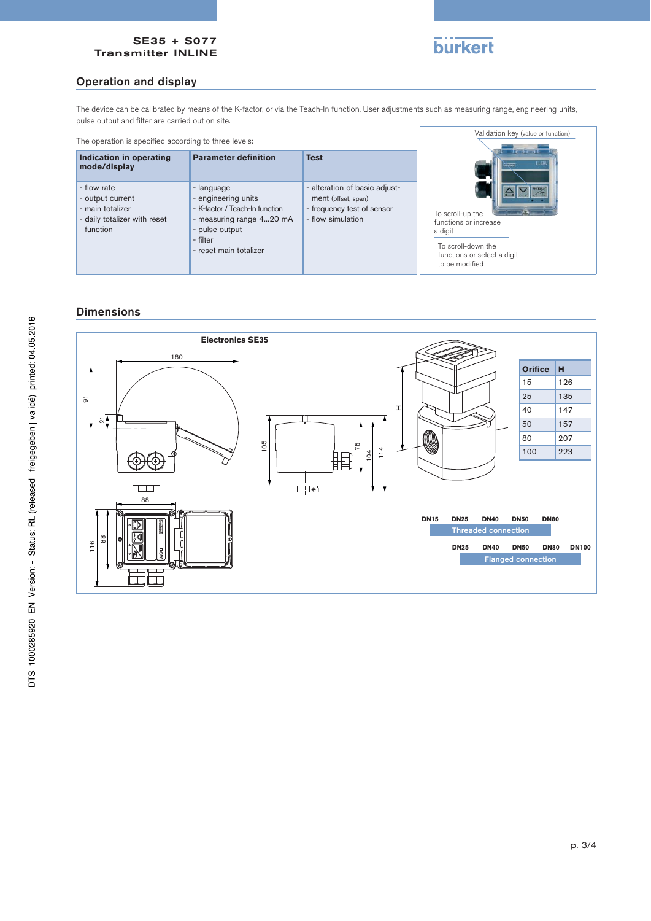## Operation and display

The device can be calibrated by means of the K-factor, or via the Teach-In function. User adjustments such as measuring range, engineering units, pulse output and filter are carried out on site.

The operation is specified according to three levels:

| Indication in operating mode/display | Parameter definition | Test |
|---|---|---|
| - flow rate<br>- output current<br>- main totalizer<br>- daily totalizer with reset function | - language<br>- engineering units<br>- K-factor / Teach-In function<br>- measuring range 4...20 mA<br>- pulse output<br>- filter<br>- reset main totalizer | - alteration of basic adjustment (offset, span)<br>- frequency test of sensor<br>- flow simulation |

Validation key (value or function)

To scroll-up the functions or increase a digit

To scroll-down the functions or select a digit to be modified

## Dimensions

Electronics SE35

| Orifice | H |
|---|---|
| 15 | 126 |
| 25 | 135 |
| 40 | 147 |
| 50 | 157 |
| 80 | 207 |
| 100 | 223 |

DN15 DN25 DN40 DN50 DN80 — Threaded connection

DN25 DN40 DN50 DN80 DN100 — Flanged connection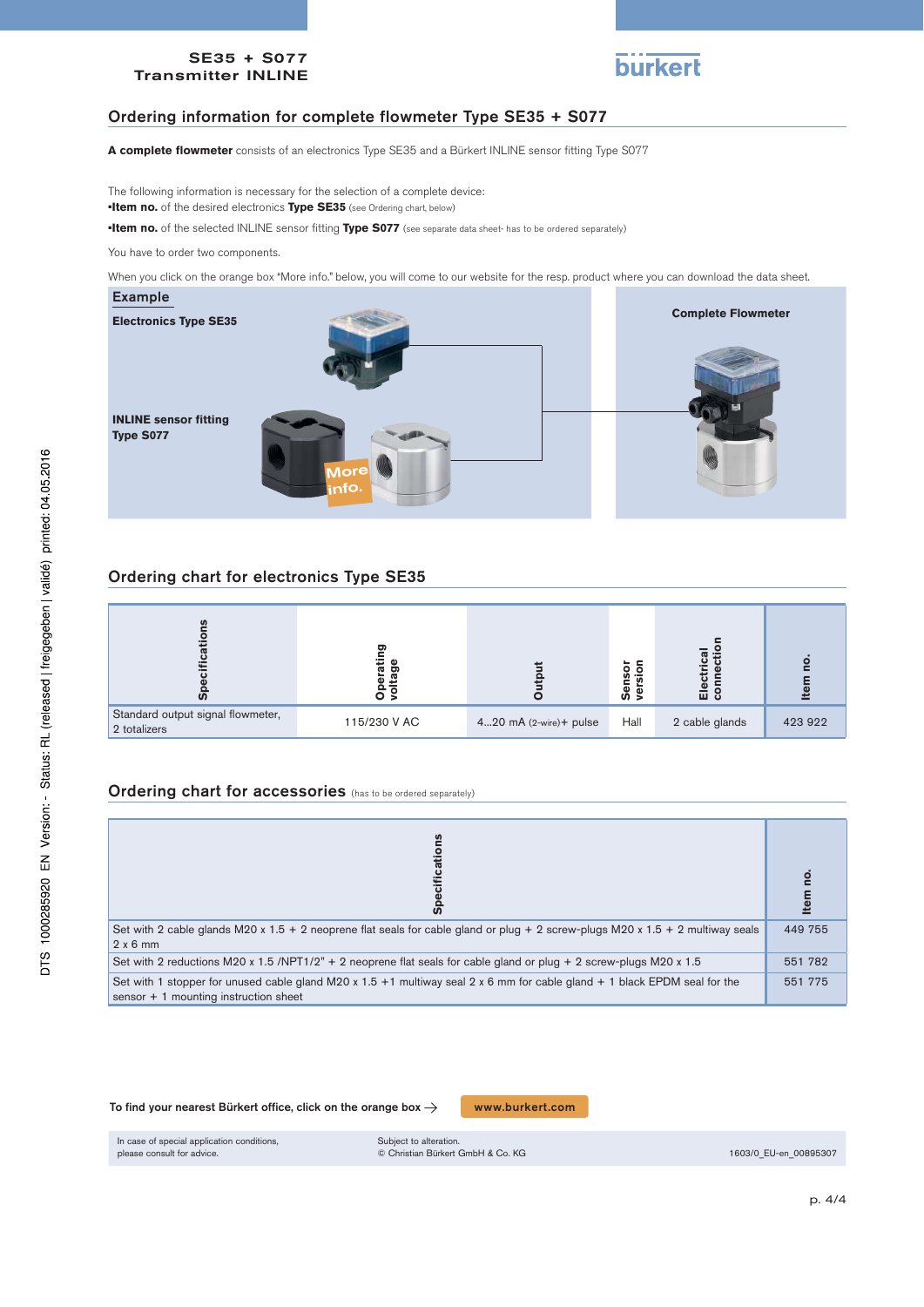## Ordering information for complete flowmeter Type SE35 + S077

**A complete flowmeter** consists of an electronics Type SE35 and a Bürkert INLINE sensor fitting Type S077

The following information is necessary for the selection of a complete device:

- **Item no.** of the desired electronics **Type SE35** (see Ordering chart, below)
- **Item no.** of the selected INLINE sensor fitting **Type S077** (see separate data sheet- has to be ordered separately)

You have to order two components.

When you click on the orange box "More info." below, you will come to our website for the resp. product where you can download the data sheet.

**Example**

**Electronics Type SE35**

**INLINE sensor fitting Type S077**

More info.

**Complete Flowmeter**

## Ordering chart for electronics Type SE35

| Specifications | Operating voltage | Output | Sensor version | Electrical connection | Item no. |
|---|---|---|---|---|---|
| Standard output signal flowmeter, 2 totalizers | 115/230 V AC | 4...20 mA (2-wire)+ pulse | Hall | 2 cable glands | 423 922 |

## Ordering chart for accessories (has to be ordered separately)

| Specifications | Item no. |
|---|---|
| Set with 2 cable glands M20 x 1.5 + 2 neoprene flat seals for cable gland or plug + 2 screw-plugs M20 x 1.5 + 2 multiway seals 2 x 6 mm | 449 755 |
| Set with 2 reductions M20 x 1.5 /NPT1/2" + 2 neoprene flat seals for cable gland or plug + 2 screw-plugs M20 x 1.5 | 551 782 |
| Set with 1 stopper for unused cable gland M20 x 1.5 +1 multiway seal 2 x 6 mm for cable gland + 1 black EPDM seal for the sensor + 1 mounting instruction sheet | 551 775 |

To find your nearest Bürkert office, click on the orange box → www.burkert.com

In case of special application conditions, please consult for advice.

Subject to alteration.
© Christian Bürkert GmbH & Co. KG

1603/0_EU-en_00895307